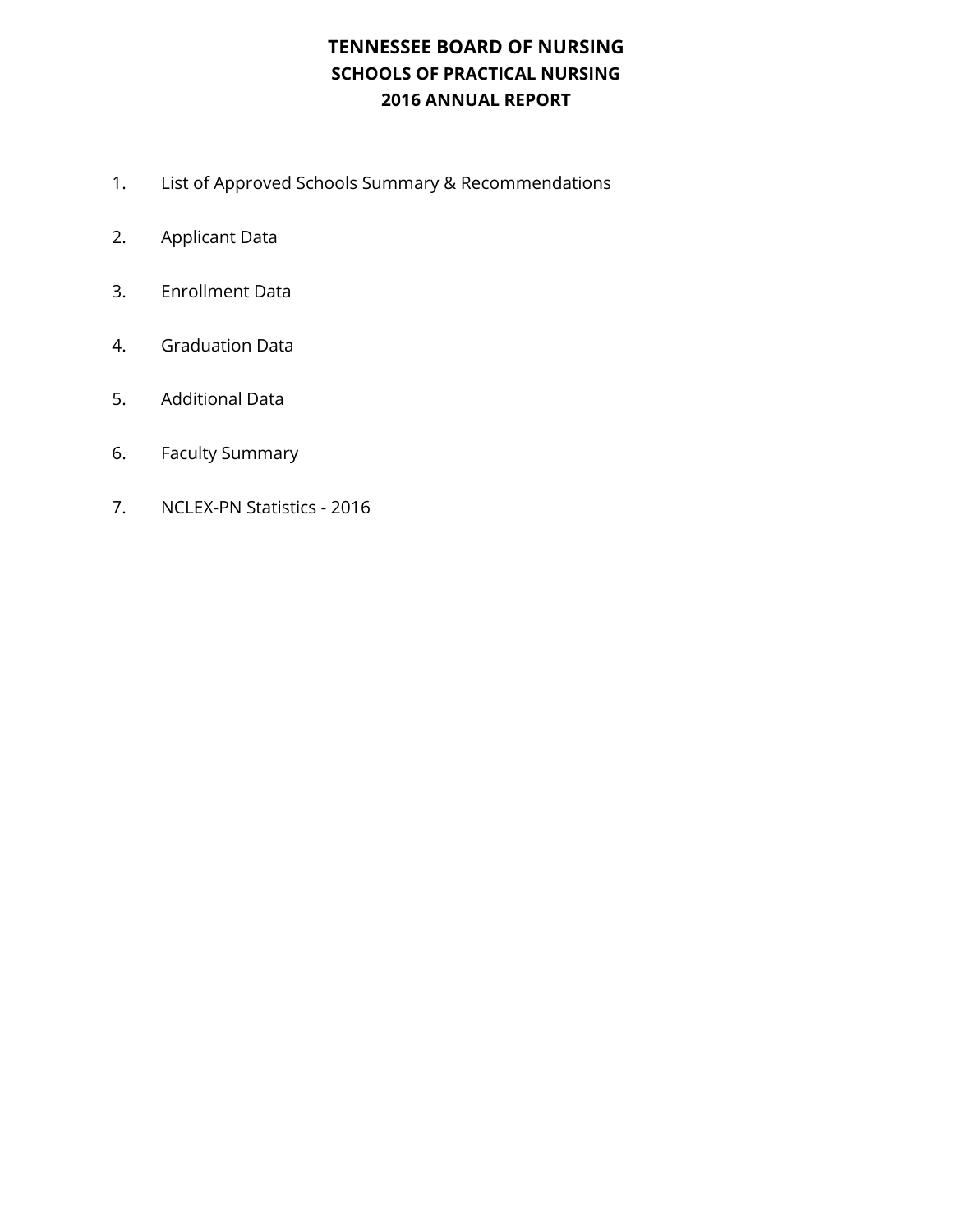# TENNESSEE BOARD OF NURSING

## SCHOOLS OF PRACTICAL NURSING

## 2016 ANNUAL REPORT

1. List of Approved Schools Summary & Recommendations
2. Applicant Data
3. Enrollment Data
4. Graduation Data
5. Additional Data
6. Faculty Summary
7. NCLEX-PN Statistics - 2016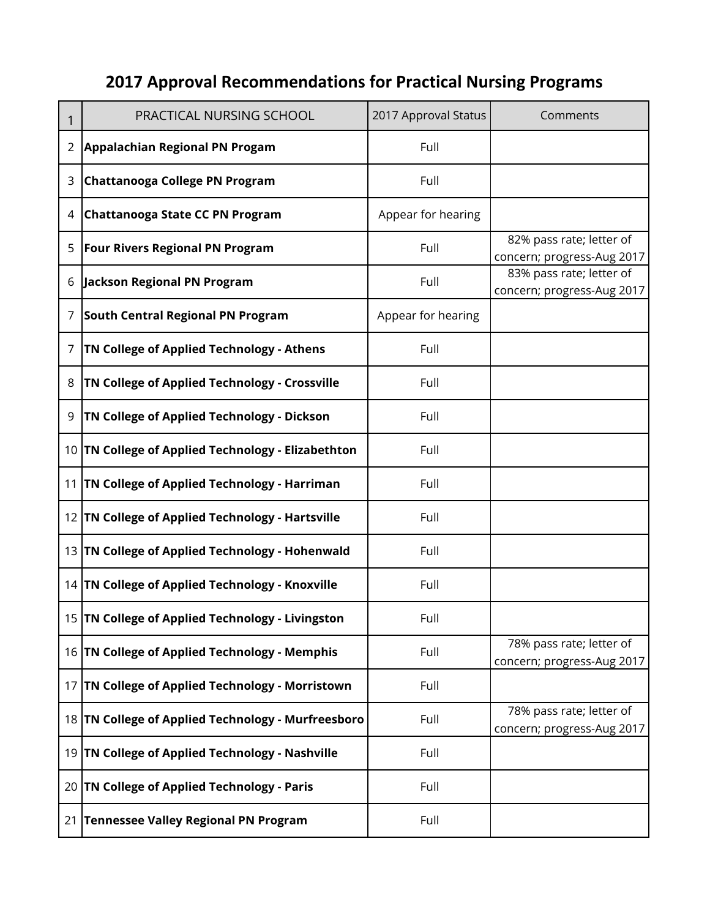# 2017 Approval Recommendations for Practical Nursing Programs

| 1 | PRACTICAL NURSING SCHOOL | 2017 Approval Status | Comments |
|---|---|---|---|
| 2 | **Appalachian Regional PN Progam** | Full | |
| 3 | **Chattanooga College PN Program** | Full | |
| 4 | **Chattanooga State CC PN Program** | Appear for hearing | |
| 5 | **Four Rivers Regional PN Program** | Full | 82% pass rate; letter of concern; progress-Aug 2017 |
| 6 | **Jackson Regional PN Program** | Full | 83% pass rate; letter of concern; progress-Aug 2017 |
| 7 | **South Central Regional PN Program** | Appear for hearing | |
| 7 | **TN College of Applied Technology - Athens** | Full | |
| 8 | **TN College of Applied Technology - Crossville** | Full | |
| 9 | **TN College of Applied Technology - Dickson** | Full | |
| 10 | **TN College of Applied Technology - Elizabethton** | Full | |
| 11 | **TN College of Applied Technology - Harriman** | Full | |
| 12 | **TN College of Applied Technology - Hartsville** | Full | |
| 13 | **TN College of Applied Technology - Hohenwald** | Full | |
| 14 | **TN College of Applied Technology - Knoxville** | Full | |
| 15 | **TN College of Applied Technology - Livingston** | Full | |
| 16 | **TN College of Applied Technology - Memphis** | Full | 78% pass rate; letter of concern; progress-Aug 2017 |
| 17 | **TN College of Applied Technology - Morristown** | Full | |
| 18 | **TN College of Applied Technology - Murfreesboro** | Full | 78% pass rate; letter of concern; progress-Aug 2017 |
| 19 | **TN College of Applied Technology - Nashville** | Full | |
| 20 | **TN College of Applied Technology - Paris** | Full | |
| 21 | **Tennessee Valley Regional PN Program** | Full | |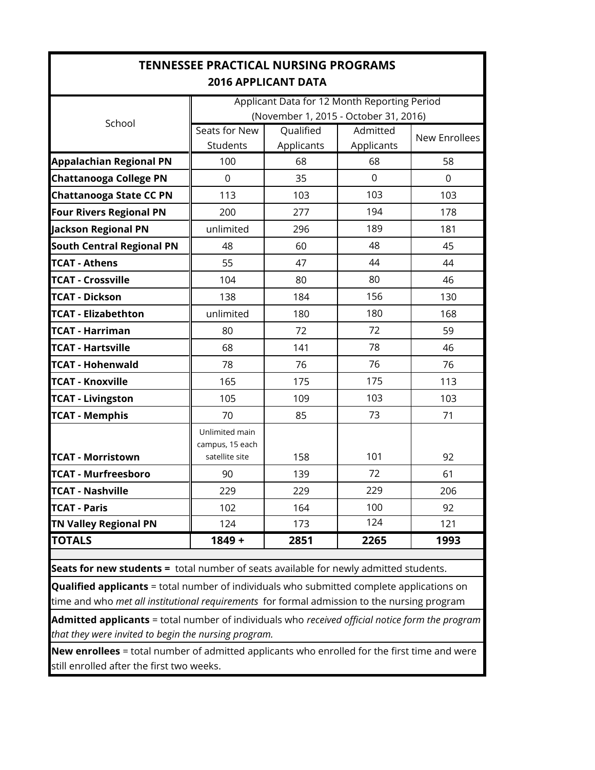# TENNESSEE PRACTICAL NURSING PROGRAMS

## 2016 APPLICANT DATA

| School | Applicant Data for 12 Month Reporting Period (November 1, 2015 - October 31, 2016) | | | |
|---|---|---|---|---|
| | Seats for New Students | Qualified Applicants | Admitted Applicants | New Enrollees |
| **Appalachian Regional PN** | 100 | 68 | 68 | 58 |
| **Chattanooga College PN** | 0 | 35 | 0 | 0 |
| **Chattanooga State CC PN** | 113 | 103 | 103 | 103 |
| **Four Rivers Regional PN** | 200 | 277 | 194 | 178 |
| **Jackson Regional PN** | unlimited | 296 | 189 | 181 |
| **South Central Regional PN** | 48 | 60 | 48 | 45 |
| **TCAT - Athens** | 55 | 47 | 44 | 44 |
| **TCAT - Crossville** | 104 | 80 | 80 | 46 |
| **TCAT - Dickson** | 138 | 184 | 156 | 130 |
| **TCAT - Elizabethton** | unlimited | 180 | 180 | 168 |
| **TCAT - Harriman** | 80 | 72 | 72 | 59 |
| **TCAT - Hartsville** | 68 | 141 | 78 | 46 |
| **TCAT - Hohenwald** | 78 | 76 | 76 | 76 |
| **TCAT - Knoxville** | 165 | 175 | 175 | 113 |
| **TCAT - Livingston** | 105 | 109 | 103 | 103 |
| **TCAT - Memphis** | 70 | 85 | 73 | 71 |
| **TCAT - Morristown** | Unlimited main campus, 15 each satellite site | 158 | 101 | 92 |
| **TCAT - Murfreesboro** | 90 | 139 | 72 | 61 |
| **TCAT - Nashville** | 229 | 229 | 229 | 206 |
| **TCAT - Paris** | 102 | 164 | 100 | 92 |
| **TN Valley Regional PN** | 124 | 173 | 124 | 121 |
| **TOTALS** | **1849 +** | **2851** | **2265** | **1993** |

**Seats for new students =** total number of seats available for newly admitted students.

**Qualified applicants** = total number of individuals who submitted complete applications on time and who *met all institutional requirements* for formal admission to the nursing program

**Admitted applicants** = total number of individuals who *received official notice form the program that they were invited to begin the nursing program.*

**New enrollees** = total number of admitted applicants who enrolled for the first time and were still enrolled after the first two weeks.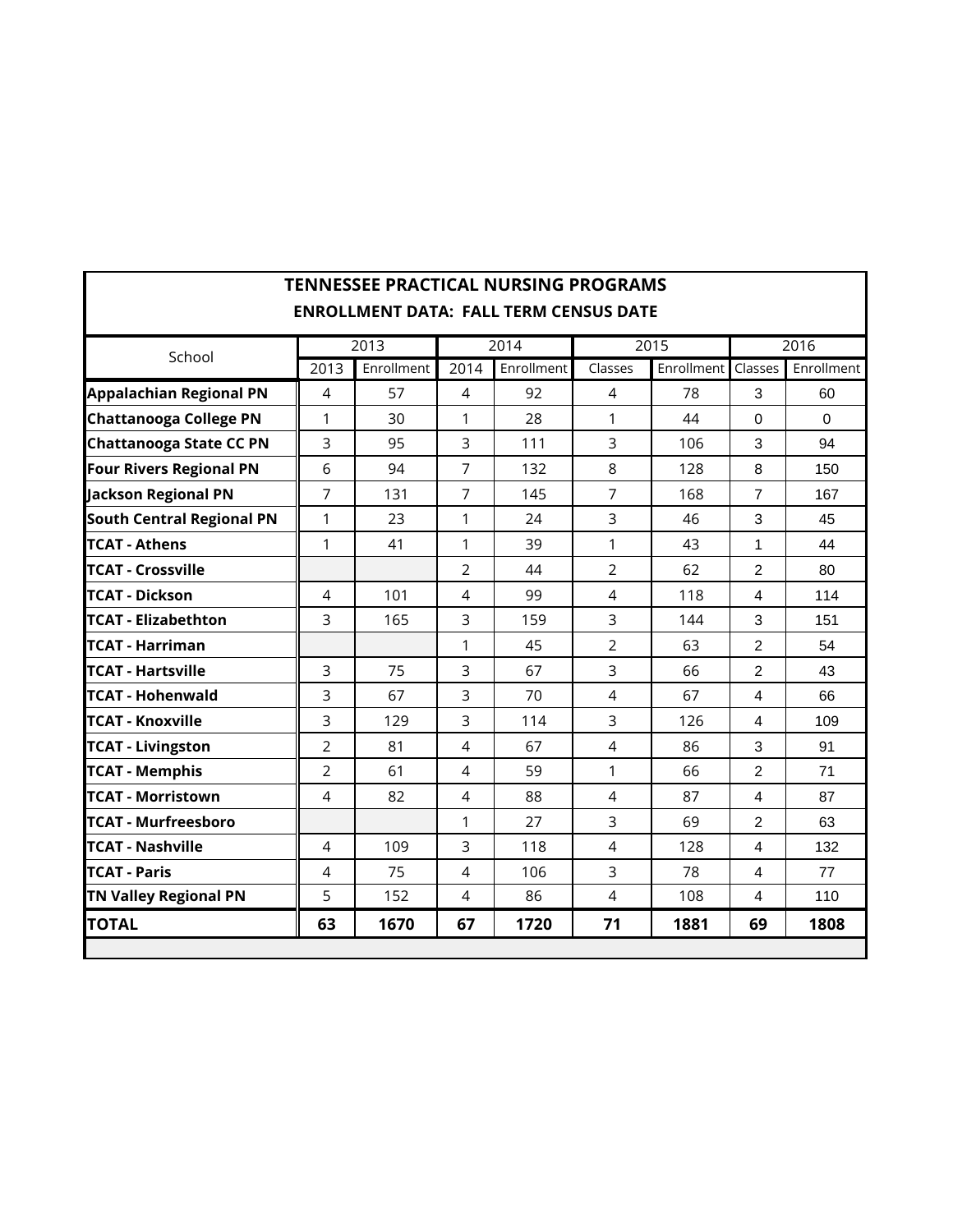## TENNESSEE PRACTICAL NURSING PROGRAMS

### ENROLLMENT DATA: FALL TERM CENSUS DATE

| School | 2013 | | 2014 | | 2015 | | 2016 | |
|---|---|---|---|---|---|---|---|---|
| | 2013 | Enrollment | 2014 | Enrollment | Classes | Enrollment | Classes | Enrollment |
| **Appalachian Regional PN** | 4 | 57 | 4 | 92 | 4 | 78 | 3 | 60 |
| **Chattanooga College PN** | 1 | 30 | 1 | 28 | 1 | 44 | 0 | 0 |
| **Chattanooga State CC PN** | 3 | 95 | 3 | 111 | 3 | 106 | 3 | 94 |
| **Four Rivers Regional PN** | 6 | 94 | 7 | 132 | 8 | 128 | 8 | 150 |
| **Jackson Regional PN** | 7 | 131 | 7 | 145 | 7 | 168 | 7 | 167 |
| **South Central Regional PN** | 1 | 23 | 1 | 24 | 3 | 46 | 3 | 45 |
| **TCAT - Athens** | 1 | 41 | 1 | 39 | 1 | 43 | 1 | 44 |
| **TCAT - Crossville** | | | 2 | 44 | 2 | 62 | 2 | 80 |
| **TCAT - Dickson** | 4 | 101 | 4 | 99 | 4 | 118 | 4 | 114 |
| **TCAT - Elizabethton** | 3 | 165 | 3 | 159 | 3 | 144 | 3 | 151 |
| **TCAT - Harriman** | | | 1 | 45 | 2 | 63 | 2 | 54 |
| **TCAT - Hartsville** | 3 | 75 | 3 | 67 | 3 | 66 | 2 | 43 |
| **TCAT - Hohenwald** | 3 | 67 | 3 | 70 | 4 | 67 | 4 | 66 |
| **TCAT - Knoxville** | 3 | 129 | 3 | 114 | 3 | 126 | 4 | 109 |
| **TCAT - Livingston** | 2 | 81 | 4 | 67 | 4 | 86 | 3 | 91 |
| **TCAT - Memphis** | 2 | 61 | 4 | 59 | 1 | 66 | 2 | 71 |
| **TCAT - Morristown** | 4 | 82 | 4 | 88 | 4 | 87 | 4 | 87 |
| **TCAT - Murfreesboro** | | | 1 | 27 | 3 | 69 | 2 | 63 |
| **TCAT - Nashville** | 4 | 109 | 3 | 118 | 4 | 128 | 4 | 132 |
| **TCAT - Paris** | 4 | 75 | 4 | 106 | 3 | 78 | 4 | 77 |
| **TN Valley Regional PN** | 5 | 152 | 4 | 86 | 4 | 108 | 4 | 110 |
| **TOTAL** | **63** | **1670** | **67** | **1720** | **71** | **1881** | **69** | **1808** |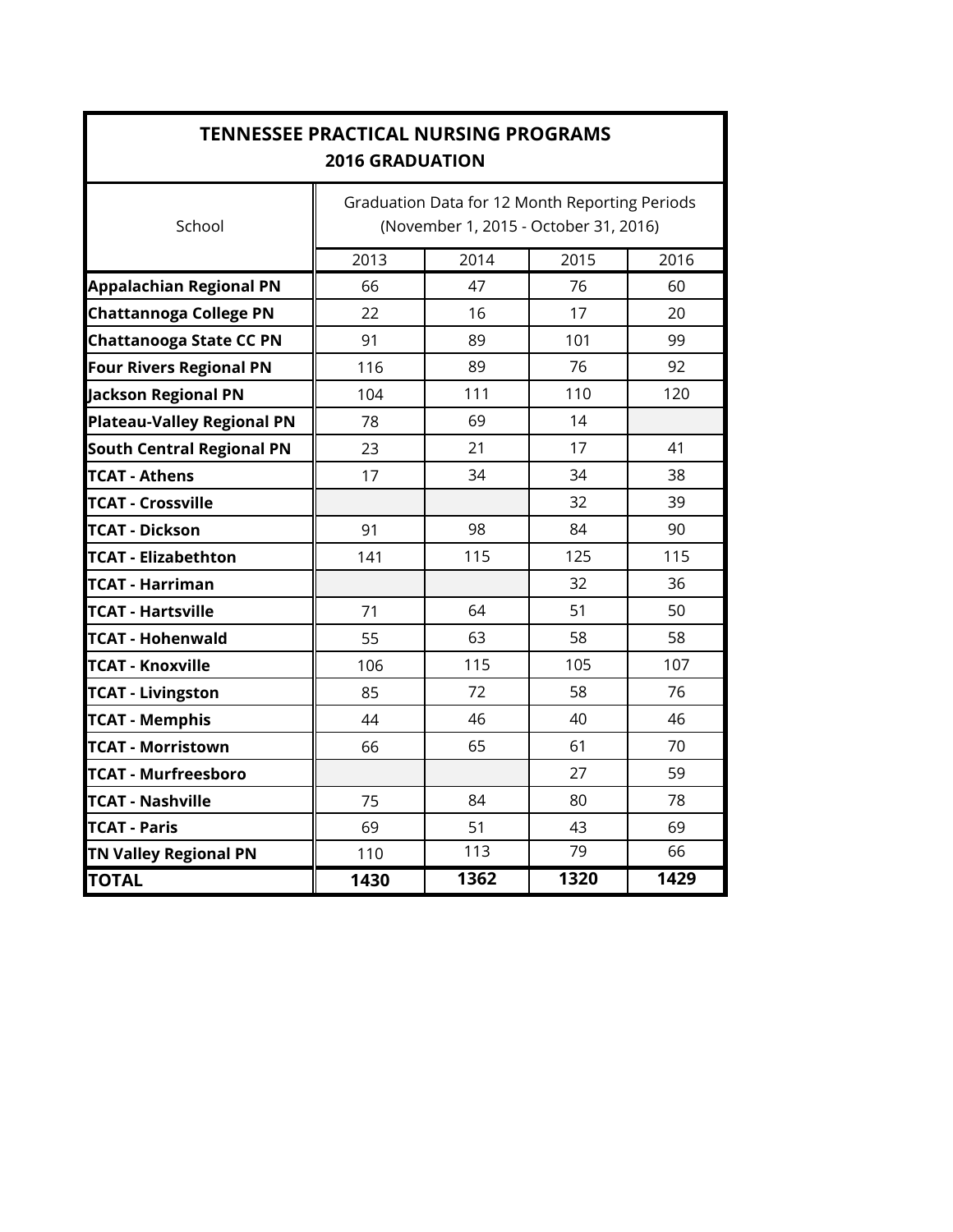| TENNESSEE PRACTICAL NURSING PROGRAMS 2016 GRADUATION | | | | |
|---|---|---|---|---|
| School | Graduation Data for 12 Month Reporting Periods (November 1, 2015 - October 31, 2016) | | | |
| | 2013 | 2014 | 2015 | 2016 |
| **Appalachian Regional PN** | 66 | 47 | 76 | 60 |
| **Chattannoga College PN** | 22 | 16 | 17 | 20 |
| **Chattanooga State CC PN** | 91 | 89 | 101 | 99 |
| **Four Rivers Regional PN** | 116 | 89 | 76 | 92 |
| **Jackson Regional PN** | 104 | 111 | 110 | 120 |
| **Plateau-Valley Regional PN** | 78 | 69 | 14 | |
| **South Central Regional PN** | 23 | 21 | 17 | 41 |
| **TCAT - Athens** | 17 | 34 | 34 | 38 |
| **TCAT - Crossville** | | | 32 | 39 |
| **TCAT - Dickson** | 91 | 98 | 84 | 90 |
| **TCAT - Elizabethton** | 141 | 115 | 125 | 115 |
| **TCAT - Harriman** | | | 32 | 36 |
| **TCAT - Hartsville** | 71 | 64 | 51 | 50 |
| **TCAT - Hohenwald** | 55 | 63 | 58 | 58 |
| **TCAT - Knoxville** | 106 | 115 | 105 | 107 |
| **TCAT - Livingston** | 85 | 72 | 58 | 76 |
| **TCAT - Memphis** | 44 | 46 | 40 | 46 |
| **TCAT - Morristown** | 66 | 65 | 61 | 70 |
| **TCAT - Murfreesboro** | | | 27 | 59 |
| **TCAT - Nashville** | 75 | 84 | 80 | 78 |
| **TCAT - Paris** | 69 | 51 | 43 | 69 |
| **TN Valley Regional PN** | 110 | 113 | 79 | 66 |
| **TOTAL** | **1430** | **1362** | **1320** | **1429** |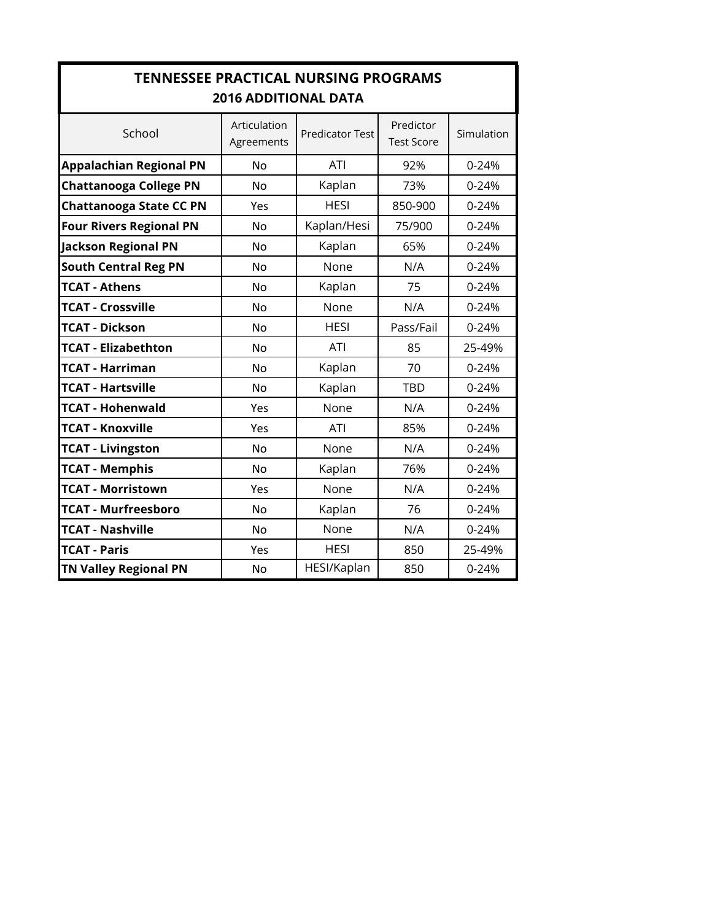## TENNESSEE PRACTICAL NURSING PROGRAMS
### 2016 ADDITIONAL DATA

| School | Articulation Agreements | Predicator Test | Predictor Test Score | Simulation |
|---|---|---|---|---|
| **Appalachian Regional PN** | No | ATI | 92% | 0-24% |
| **Chattanooga College PN** | No | Kaplan | 73% | 0-24% |
| **Chattanooga State CC PN** | Yes | HESI | 850-900 | 0-24% |
| **Four Rivers Regional PN** | No | Kaplan/Hesi | 75/900 | 0-24% |
| **Jackson Regional PN** | No | Kaplan | 65% | 0-24% |
| **South Central Reg PN** | No | None | N/A | 0-24% |
| **TCAT - Athens** | No | Kaplan | 75 | 0-24% |
| **TCAT - Crossville** | No | None | N/A | 0-24% |
| **TCAT - Dickson** | No | HESI | Pass/Fail | 0-24% |
| **TCAT - Elizabethton** | No | ATI | 85 | 25-49% |
| **TCAT - Harriman** | No | Kaplan | 70 | 0-24% |
| **TCAT - Hartsville** | No | Kaplan | TBD | 0-24% |
| **TCAT - Hohenwald** | Yes | None | N/A | 0-24% |
| **TCAT - Knoxville** | Yes | ATI | 85% | 0-24% |
| **TCAT - Livingston** | No | None | N/A | 0-24% |
| **TCAT - Memphis** | No | Kaplan | 76% | 0-24% |
| **TCAT - Morristown** | Yes | None | N/A | 0-24% |
| **TCAT - Murfreesboro** | No | Kaplan | 76 | 0-24% |
| **TCAT - Nashville** | No | None | N/A | 0-24% |
| **TCAT - Paris** | Yes | HESI | 850 | 25-49% |
| **TN Valley Regional PN** | No | HESI/Kaplan | 850 | 0-24% |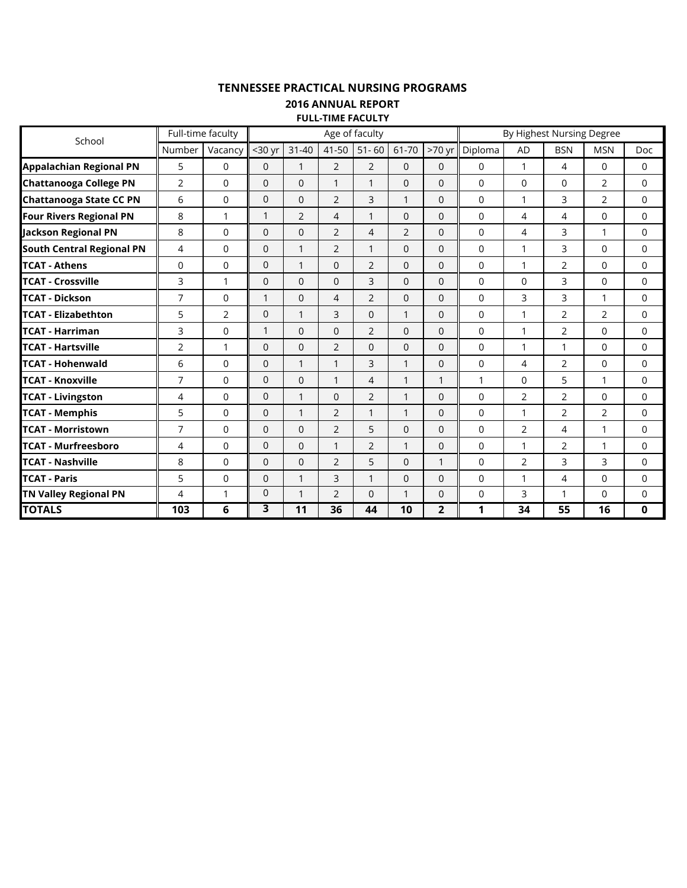# TENNESSEE PRACTICAL NURSING PROGRAMS

## 2016 ANNUAL REPORT

### FULL-TIME FACULTY

| School | Full-time faculty | | Age of faculty | | | | | | By Highest Nursing Degree | | | | |
|---|---|---|---|---|---|---|---|---|---|---|---|---|---|
| | Number | Vacancy | <30 yr | 31-40 | 41-50 | 51- 60 | 61-70 | >70 yr | Diploma | AD | BSN | MSN | Doc |
| **Appalachian Regional PN** | 5 | 0 | 0 | 1 | 2 | 2 | 0 | 0 | 0 | 1 | 4 | 0 | 0 |
| **Chattanooga College PN** | 2 | 0 | 0 | 0 | 1 | 1 | 0 | 0 | 0 | 0 | 0 | 2 | 0 |
| **Chattanooga State CC PN** | 6 | 0 | 0 | 0 | 2 | 3 | 1 | 0 | 0 | 1 | 3 | 2 | 0 |
| **Four Rivers Regional PN** | 8 | 1 | 1 | 2 | 4 | 1 | 0 | 0 | 0 | 4 | 4 | 0 | 0 |
| **Jackson Regional PN** | 8 | 0 | 0 | 0 | 2 | 4 | 2 | 0 | 0 | 4 | 3 | 1 | 0 |
| **South Central Regional PN** | 4 | 0 | 0 | 1 | 2 | 1 | 0 | 0 | 0 | 1 | 3 | 0 | 0 |
| **TCAT - Athens** | 0 | 0 | 0 | 1 | 0 | 2 | 0 | 0 | 0 | 1 | 2 | 0 | 0 |
| **TCAT - Crossville** | 3 | 1 | 0 | 0 | 0 | 3 | 0 | 0 | 0 | 0 | 3 | 0 | 0 |
| **TCAT - Dickson** | 7 | 0 | 1 | 0 | 4 | 2 | 0 | 0 | 0 | 3 | 3 | 1 | 0 |
| **TCAT - Elizabethton** | 5 | 2 | 0 | 1 | 3 | 0 | 1 | 0 | 0 | 1 | 2 | 2 | 0 |
| **TCAT - Harriman** | 3 | 0 | 1 | 0 | 0 | 2 | 0 | 0 | 0 | 1 | 2 | 0 | 0 |
| **TCAT - Hartsville** | 2 | 1 | 0 | 0 | 2 | 0 | 0 | 0 | 0 | 1 | 1 | 0 | 0 |
| **TCAT - Hohenwald** | 6 | 0 | 0 | 1 | 1 | 3 | 1 | 0 | 0 | 4 | 2 | 0 | 0 |
| **TCAT - Knoxville** | 7 | 0 | 0 | 0 | 1 | 4 | 1 | 1 | 1 | 0 | 5 | 1 | 0 |
| **TCAT - Livingston** | 4 | 0 | 0 | 1 | 0 | 2 | 1 | 0 | 0 | 2 | 2 | 0 | 0 |
| **TCAT - Memphis** | 5 | 0 | 0 | 1 | 2 | 1 | 1 | 0 | 0 | 1 | 2 | 2 | 0 |
| **TCAT - Morristown** | 7 | 0 | 0 | 0 | 2 | 5 | 0 | 0 | 0 | 2 | 4 | 1 | 0 |
| **TCAT - Murfreesboro** | 4 | 0 | 0 | 0 | 1 | 2 | 1 | 0 | 0 | 1 | 2 | 1 | 0 |
| **TCAT - Nashville** | 8 | 0 | 0 | 0 | 2 | 5 | 0 | 1 | 0 | 2 | 3 | 3 | 0 |
| **TCAT - Paris** | 5 | 0 | 0 | 1 | 3 | 1 | 0 | 0 | 0 | 1 | 4 | 0 | 0 |
| **TN Valley Regional PN** | 4 | 1 | 0 | 1 | 2 | 0 | 1 | 0 | 0 | 3 | 1 | 0 | 0 |
| **TOTALS** | **103** | **6** | **3** | **11** | **36** | **44** | **10** | **2** | **1** | **34** | **55** | **16** | **0** |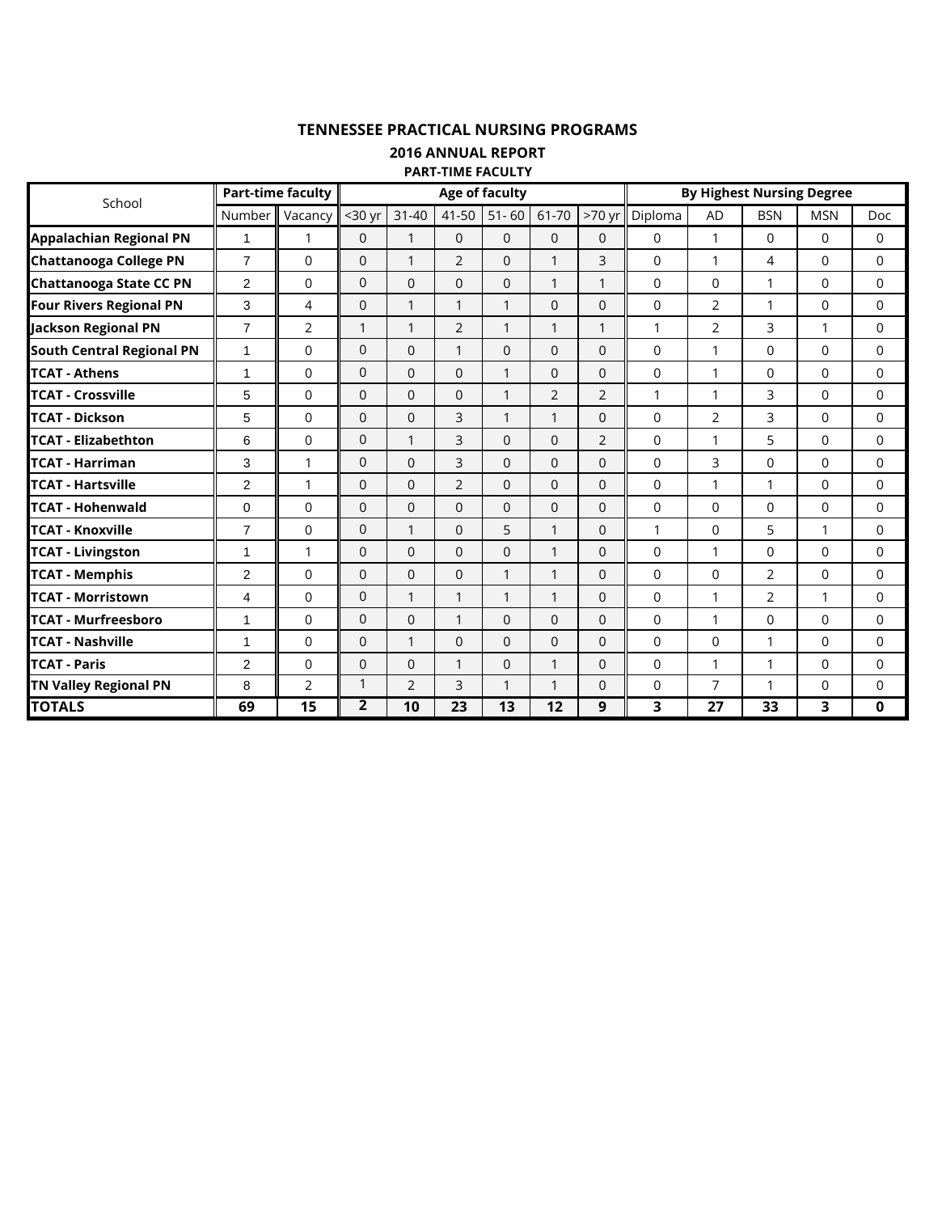# TENNESSEE PRACTICAL NURSING PROGRAMS

## 2016 ANNUAL REPORT

### PART-TIME FACULTY

| School | Part-time faculty | | Age of faculty | | | | | | By Highest Nursing Degree | | | | |
|---|---|---|---|---|---|---|---|---|---|---|---|---|---|
| | Number | Vacancy | <30 yr | 31-40 | 41-50 | 51- 60 | 61-70 | >70 yr | Diploma | AD | BSN | MSN | Doc |
| **Appalachian Regional PN** | 1 | 1 | 0 | 1 | 0 | 0 | 0 | 0 | 0 | 1 | 0 | 0 | 0 |
| **Chattanooga College PN** | 7 | 0 | 0 | 1 | 2 | 0 | 1 | 3 | 0 | 1 | 4 | 0 | 0 |
| **Chattanooga State CC PN** | 2 | 0 | 0 | 0 | 0 | 0 | 1 | 1 | 0 | 0 | 1 | 0 | 0 |
| **Four Rivers Regional PN** | 3 | 4 | 0 | 1 | 1 | 1 | 0 | 0 | 0 | 2 | 1 | 0 | 0 |
| **Jackson Regional PN** | 7 | 2 | 1 | 1 | 2 | 1 | 1 | 1 | 1 | 2 | 3 | 1 | 0 |
| **South Central Regional PN** | 1 | 0 | 0 | 0 | 1 | 0 | 0 | 0 | 0 | 1 | 0 | 0 | 0 |
| **TCAT - Athens** | 1 | 0 | 0 | 0 | 0 | 1 | 0 | 0 | 0 | 1 | 0 | 0 | 0 |
| **TCAT - Crossville** | 5 | 0 | 0 | 0 | 0 | 1 | 2 | 2 | 1 | 1 | 3 | 0 | 0 |
| **TCAT - Dickson** | 5 | 0 | 0 | 0 | 3 | 1 | 1 | 0 | 0 | 2 | 3 | 0 | 0 |
| **TCAT - Elizabethton** | 6 | 0 | 0 | 1 | 3 | 0 | 0 | 2 | 0 | 1 | 5 | 0 | 0 |
| **TCAT - Harriman** | 3 | 1 | 0 | 0 | 3 | 0 | 0 | 0 | 0 | 3 | 0 | 0 | 0 |
| **TCAT - Hartsville** | 2 | 1 | 0 | 0 | 2 | 0 | 0 | 0 | 0 | 1 | 1 | 0 | 0 |
| **TCAT - Hohenwald** | 0 | 0 | 0 | 0 | 0 | 0 | 0 | 0 | 0 | 0 | 0 | 0 | 0 |
| **TCAT - Knoxville** | 7 | 0 | 0 | 1 | 0 | 5 | 1 | 0 | 1 | 0 | 5 | 1 | 0 |
| **TCAT - Livingston** | 1 | 1 | 0 | 0 | 0 | 0 | 1 | 0 | 0 | 1 | 0 | 0 | 0 |
| **TCAT - Memphis** | 2 | 0 | 0 | 0 | 0 | 1 | 1 | 0 | 0 | 0 | 2 | 0 | 0 |
| **TCAT - Morristown** | 4 | 0 | 0 | 1 | 1 | 1 | 1 | 0 | 0 | 1 | 2 | 1 | 0 |
| **TCAT - Murfreesboro** | 1 | 0 | 0 | 0 | 1 | 0 | 0 | 0 | 0 | 1 | 0 | 0 | 0 |
| **TCAT - Nashville** | 1 | 0 | 0 | 1 | 0 | 0 | 0 | 0 | 0 | 0 | 1 | 0 | 0 |
| **TCAT - Paris** | 2 | 0 | 0 | 0 | 1 | 0 | 1 | 0 | 0 | 1 | 1 | 0 | 0 |
| **TN Valley Regional PN** | 8 | 2 | 1 | 2 | 3 | 1 | 1 | 0 | 0 | 7 | 1 | 0 | 0 |
| **TOTALS** | **69** | **15** | **2** | **10** | **23** | **13** | **12** | **9** | **3** | **27** | **33** | **3** | **0** |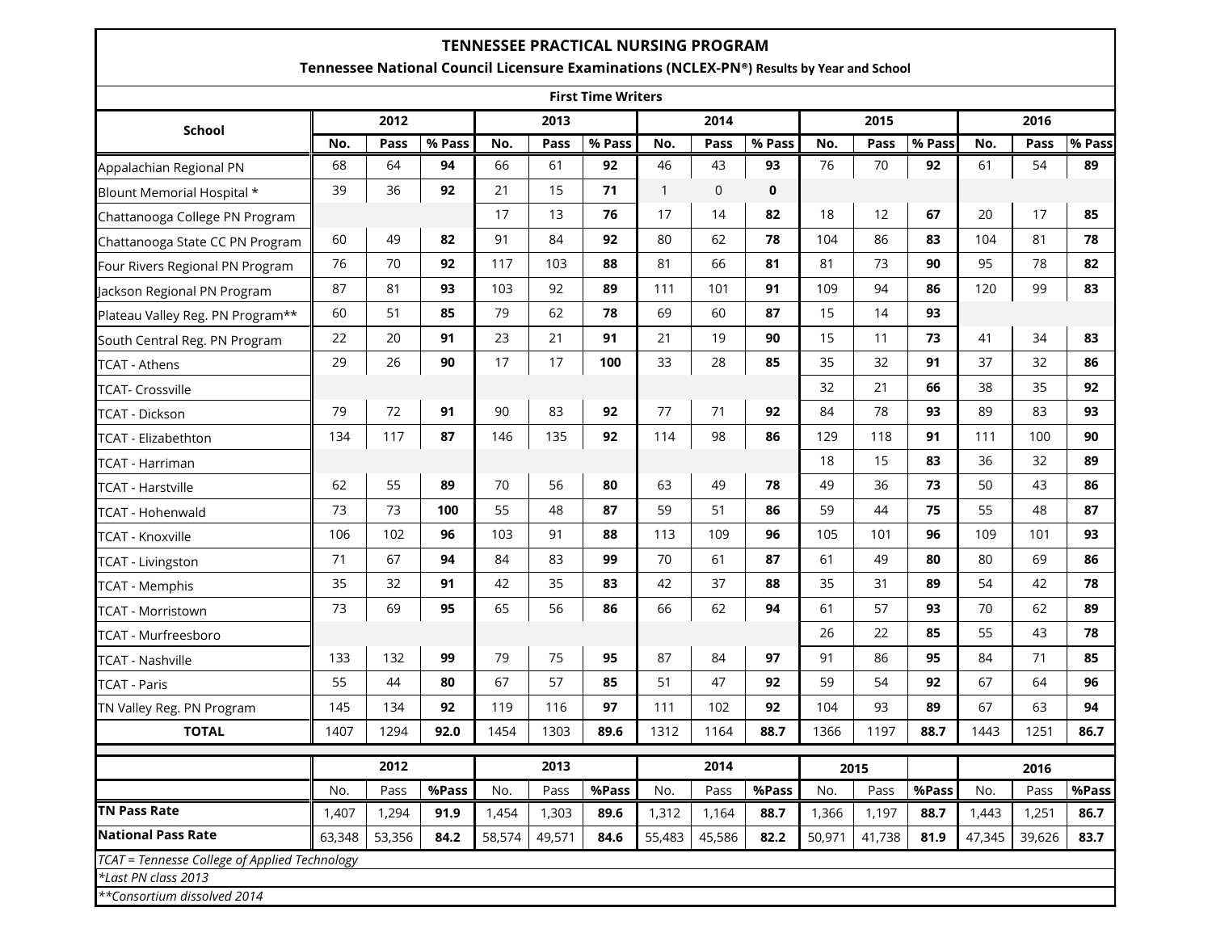# TENNESSEE PRACTICAL NURSING PROGRAM

**Tennessee National Council Licensure Examinations (NCLEX-PN®) Results by Year and School**

**First Time Writers**

| School | 2012 | | | 2013 | | | 2014 | | | 2015 | | | 2016 | | |
|---|---|---|---|---|---|---|---|---|---|---|---|---|---|---|---|
| | No. | Pass | % Pass | No. | Pass | % Pass | No. | Pass | % Pass | No. | Pass | % Pass | No. | Pass | % Pass |
| Appalachian Regional PN | 68 | 64 | **94** | 66 | 61 | **92** | 46 | 43 | **93** | 76 | 70 | **92** | 61 | 54 | **89** |
| Blount Memorial Hospital * | 39 | 36 | **92** | 21 | 15 | **71** | 1 | 0 | **0** | | | | | | |
| Chattanooga College PN Program | | | | 17 | 13 | **76** | 17 | 14 | **82** | 18 | 12 | **67** | 20 | 17 | **85** |
| Chattanooga State CC PN Program | 60 | 49 | **82** | 91 | 84 | **92** | 80 | 62 | **78** | 104 | 86 | **83** | 104 | 81 | **78** |
| Four Rivers Regional PN Program | 76 | 70 | **92** | 117 | 103 | **88** | 81 | 66 | **81** | 81 | 73 | **90** | 95 | 78 | **82** |
| Jackson Regional PN Program | 87 | 81 | **93** | 103 | 92 | **89** | 111 | 101 | **91** | 109 | 94 | **86** | 120 | 99 | **83** |
| Plateau Valley Reg. PN Program** | 60 | 51 | **85** | 79 | 62 | **78** | 69 | 60 | **87** | 15 | 14 | **93** | | | |
| South Central Reg. PN Program | 22 | 20 | **91** | 23 | 21 | **91** | 21 | 19 | **90** | 15 | 11 | **73** | 41 | 34 | **83** |
| TCAT - Athens | 29 | 26 | **90** | 17 | 17 | **100** | 33 | 28 | **85** | 35 | 32 | **91** | 37 | 32 | **86** |
| TCAT- Crossville | | | | | | | | | | 32 | 21 | **66** | 38 | 35 | **92** |
| TCAT - Dickson | 79 | 72 | **91** | 90 | 83 | **92** | 77 | 71 | **92** | 84 | 78 | **93** | 89 | 83 | **93** |
| TCAT - Elizabethton | 134 | 117 | **87** | 146 | 135 | **92** | 114 | 98 | **86** | 129 | 118 | **91** | 111 | 100 | **90** |
| TCAT - Harriman | | | | | | | | | | 18 | 15 | **83** | 36 | 32 | **89** |
| TCAT - Harstville | 62 | 55 | **89** | 70 | 56 | **80** | 63 | 49 | **78** | 49 | 36 | **73** | 50 | 43 | **86** |
| TCAT - Hohenwald | 73 | 73 | **100** | 55 | 48 | **87** | 59 | 51 | **86** | 59 | 44 | **75** | 55 | 48 | **87** |
| TCAT - Knoxville | 106 | 102 | **96** | 103 | 91 | **88** | 113 | 109 | **96** | 105 | 101 | **96** | 109 | 101 | **93** |
| TCAT - Livingston | 71 | 67 | **94** | 84 | 83 | **99** | 70 | 61 | **87** | 61 | 49 | **80** | 80 | 69 | **86** |
| TCAT - Memphis | 35 | 32 | **91** | 42 | 35 | **83** | 42 | 37 | **88** | 35 | 31 | **89** | 54 | 42 | **78** |
| TCAT - Morristown | 73 | 69 | **95** | 65 | 56 | **86** | 66 | 62 | **94** | 61 | 57 | **93** | 70 | 62 | **89** |
| TCAT - Murfreesboro | | | | | | | | | | 26 | 22 | **85** | 55 | 43 | **78** |
| TCAT - Nashville | 133 | 132 | **99** | 79 | 75 | **95** | 87 | 84 | **97** | 91 | 86 | **95** | 84 | 71 | **85** |
| TCAT - Paris | 55 | 44 | **80** | 67 | 57 | **85** | 51 | 47 | **92** | 59 | 54 | **92** | 67 | 64 | **96** |
| TN Valley Reg. PN Program | 145 | 134 | **92** | 119 | 116 | **97** | 111 | 102 | **92** | 104 | 93 | **89** | 67 | 63 | **94** |
| **TOTAL** | 1407 | 1294 | **92.0** | 1454 | 1303 | **89.6** | 1312 | 1164 | **88.7** | 1366 | 1197 | **88.7** | 1443 | 1251 | **86.7** |

| | 2012 | | | 2013 | | | 2014 | | | 2015 | | | 2016 | | |
|---|---|---|---|---|---|---|---|---|---|---|---|---|---|---|---|
| | No. | Pass | %Pass | No. | Pass | %Pass | No. | Pass | %Pass | No. | Pass | %Pass | No. | Pass | %Pass |
| **TN Pass Rate** | 1,407 | 1,294 | **91.9** | 1,454 | 1,303 | **89.6** | 1,312 | 1,164 | **88.7** | 1,366 | 1,197 | **88.7** | 1,443 | 1,251 | **86.7** |
| **National Pass Rate** | 63,348 | 53,356 | **84.2** | 58,574 | 49,571 | **84.6** | 55,483 | 45,586 | **82.2** | 50,971 | 41,738 | **81.9** | 47,345 | 39,626 | **83.7** |

*TCAT = Tennessee College of Applied Technology*

*\*Last PN class 2013*

*\*\*Consortium dissolved 2014*